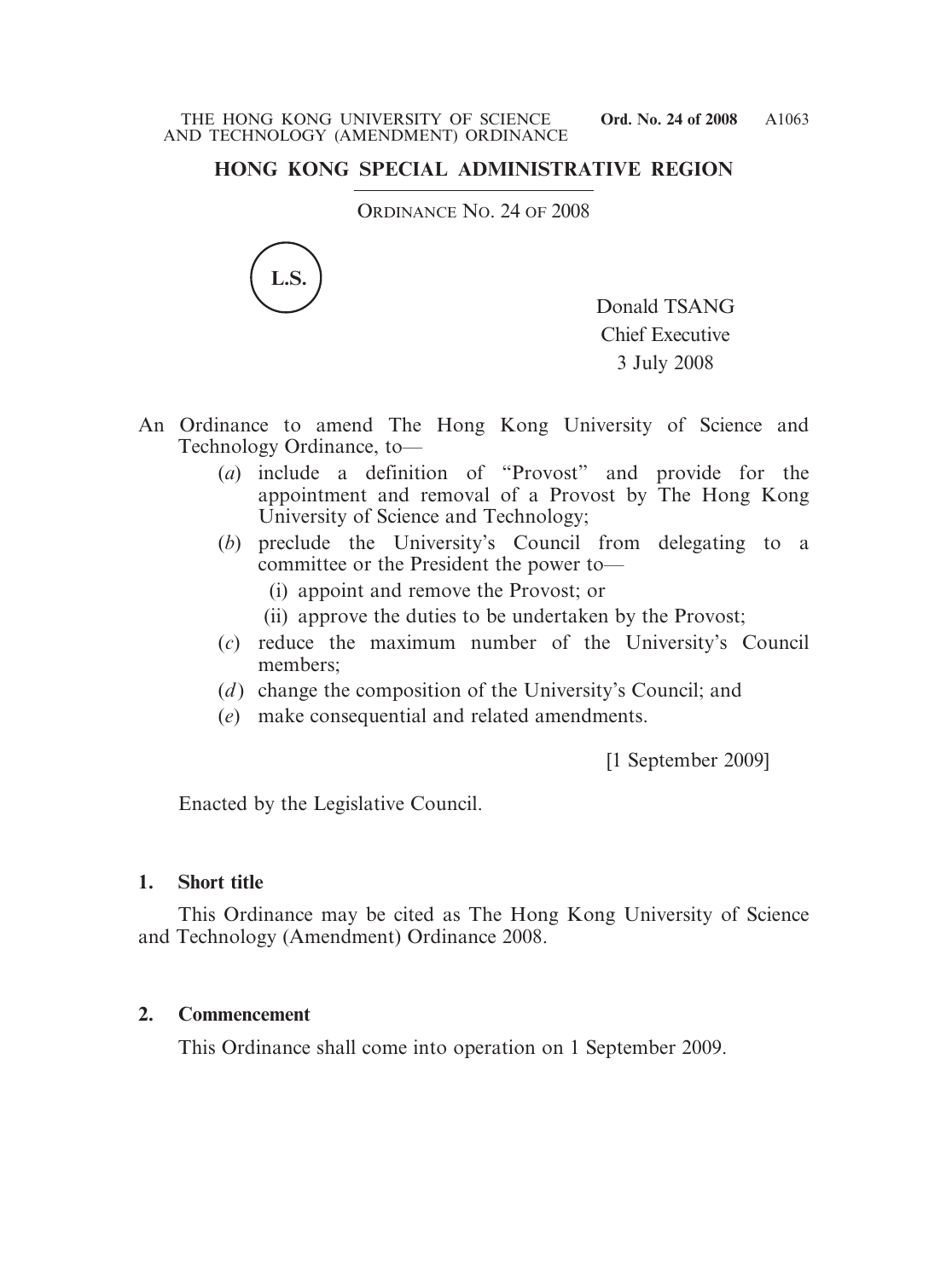## HONG KONG SPECIAL ADMINISTRATIVE REGION

ORDINANCE NO. 24 OF 2008

L.S.

Donald TSANG
Chief Executive
3 July 2008

An Ordinance to amend The Hong Kong University of Science and Technology Ordinance, to—

(*a*) include a definition of "Provost" and provide for the appointment and removal of a Provost by The Hong Kong University of Science and Technology;

(*b*) preclude the University's Council from delegating to a committee or the President the power to—

(i) appoint and remove the Provost; or

(ii) approve the duties to be undertaken by the Provost;

(*c*) reduce the maximum number of the University's Council members;

(*d*) change the composition of the University's Council; and

(*e*) make consequential and related amendments.

[1 September 2009]

Enacted by the Legislative Council.

### 1. Short title

This Ordinance may be cited as The Hong Kong University of Science and Technology (Amendment) Ordinance 2008.

### 2. Commencement

This Ordinance shall come into operation on 1 September 2009.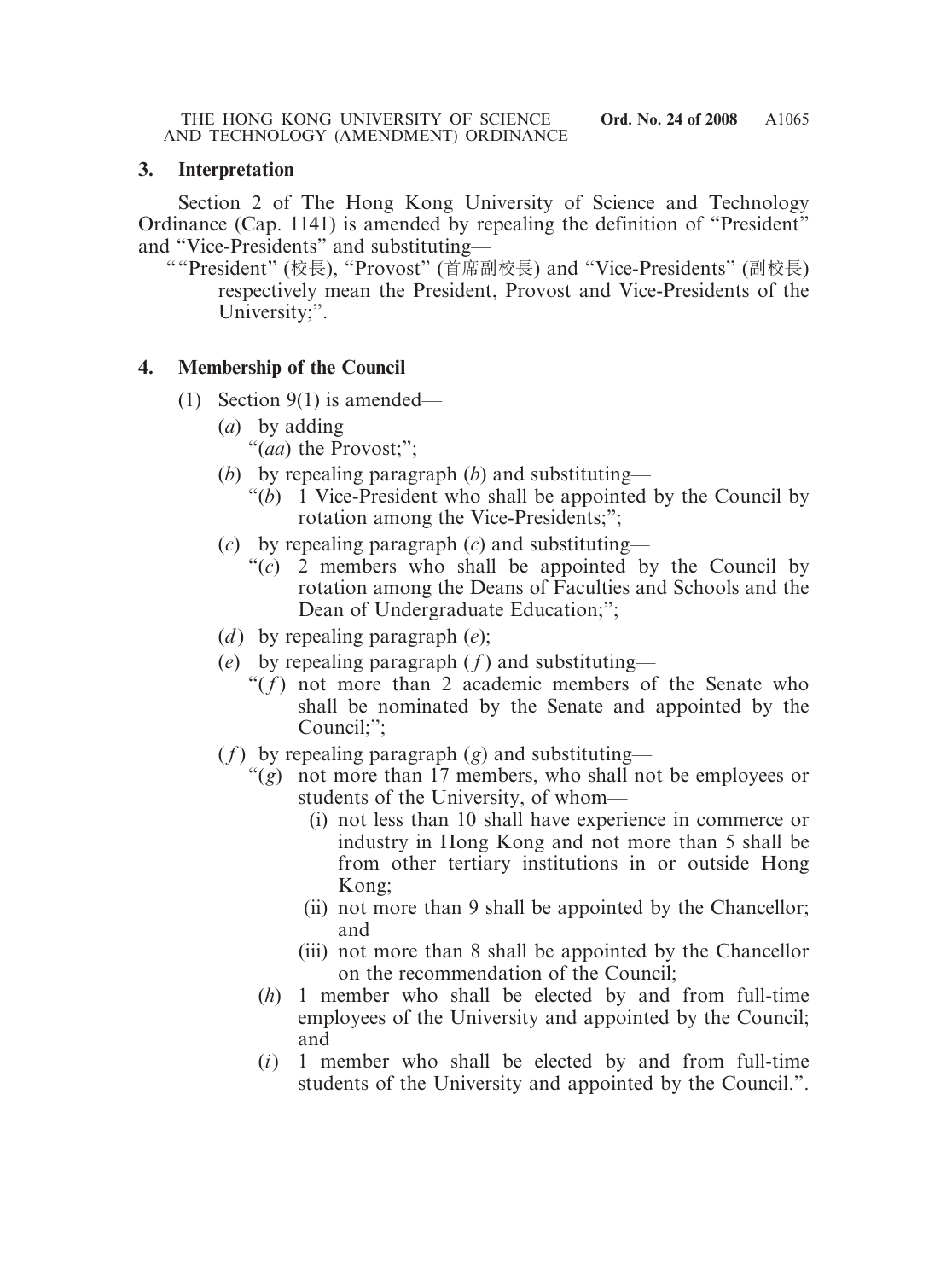### 3. Interpretation

Section 2 of The Hong Kong University of Science and Technology Ordinance (Cap. 1141) is amended by repealing the definition of "President" and "Vice-Presidents" and substituting—

""President" (校長), "Provost" (首席副校長) and "Vice-Presidents" (副校長) respectively mean the President, Provost and Vice-Presidents of the University;".

### 4. Membership of the Council

(1) Section 9(1) is amended—

(*a*) by adding—

"(*aa*) the Provost;";

(*b*) by repealing paragraph (*b*) and substituting—

"(*b*) 1 Vice-President who shall be appointed by the Council by rotation among the Vice-Presidents;";

(*c*) by repealing paragraph (*c*) and substituting—

"(*c*) 2 members who shall be appointed by the Council by rotation among the Deans of Faculties and Schools and the Dean of Undergraduate Education;";

(*d*) by repealing paragraph (*e*);

(*e*) by repealing paragraph (*f*) and substituting—

"(*f*) not more than 2 academic members of the Senate who shall be nominated by the Senate and appointed by the Council;";

(*f*) by repealing paragraph (*g*) and substituting—

"(*g*) not more than 17 members, who shall not be employees or students of the University, of whom—

(i) not less than 10 shall have experience in commerce or industry in Hong Kong and not more than 5 shall be from other tertiary institutions in or outside Hong Kong;

(ii) not more than 9 shall be appointed by the Chancellor; and

(iii) not more than 8 shall be appointed by the Chancellor on the recommendation of the Council;

(*h*) 1 member who shall be elected by and from full-time employees of the University and appointed by the Council; and

(*i*) 1 member who shall be elected by and from full-time students of the University and appointed by the Council.".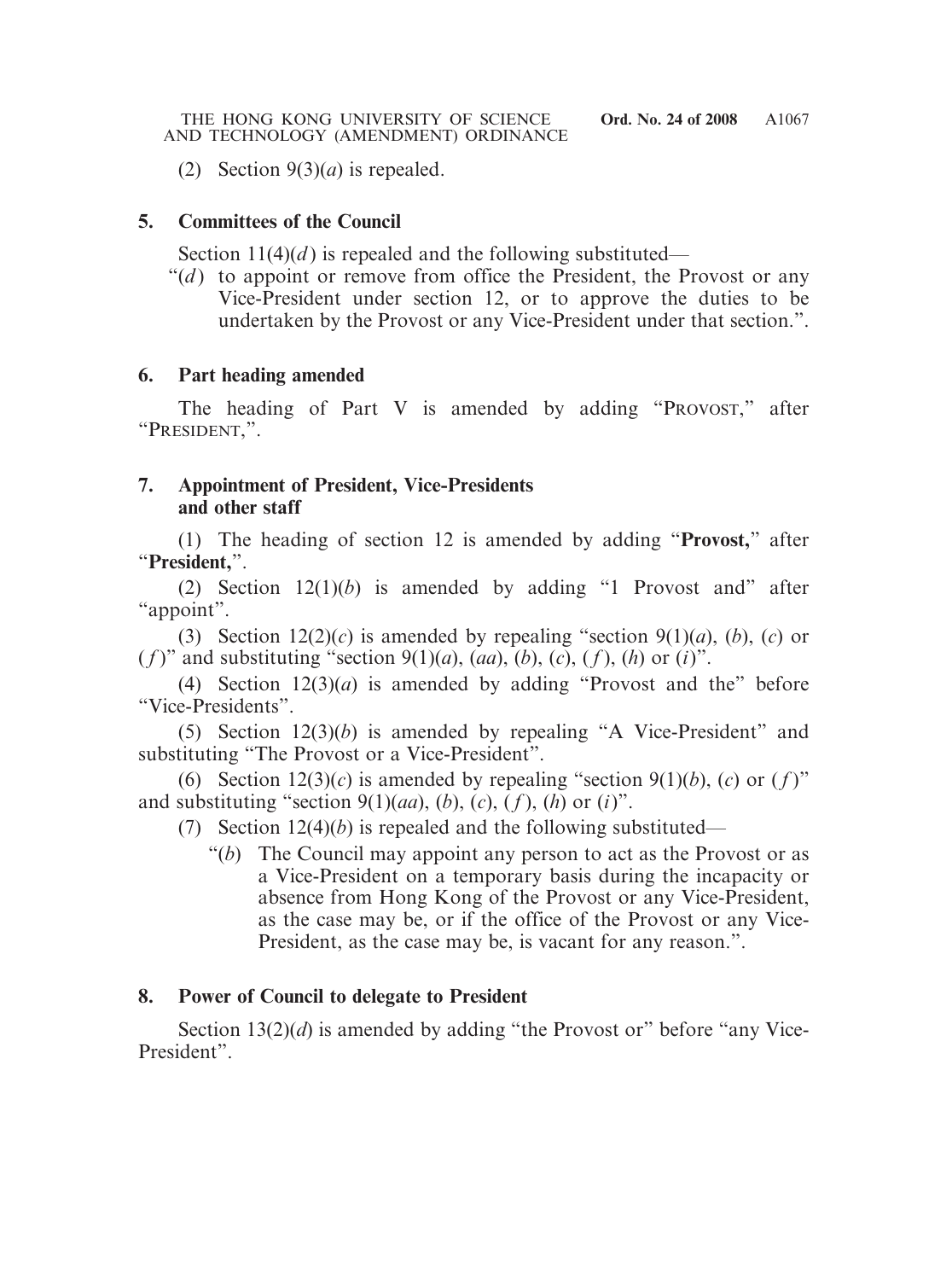(2) Section 9(3)(*a*) is repealed.

**5. Committees of the Council**

Section 11(4)(*d*) is repealed and the following substituted—

"(*d*) to appoint or remove from office the President, the Provost or any Vice-President under section 12, or to approve the duties to be undertaken by the Provost or any Vice-President under that section.".

**6. Part heading amended**

The heading of Part V is amended by adding "PROVOST," after "PRESIDENT,".

**7. Appointment of President, Vice-Presidents and other staff**

(1) The heading of section 12 is amended by adding "**Provost,**" after "**President,**".

(2) Section 12(1)(*b*) is amended by adding "1 Provost and" after "appoint".

(3) Section 12(2)(*c*) is amended by repealing "section 9(1)(*a*), (*b*), (*c*) or (*f*)" and substituting "section 9(1)(*a*), (*aa*), (*b*), (*c*), (*f*), (*h*) or (*i*)".

(4) Section 12(3)(*a*) is amended by adding "Provost and the" before "Vice-Presidents".

(5) Section 12(3)(*b*) is amended by repealing "A Vice-President" and substituting "The Provost or a Vice-President".

(6) Section 12(3)(*c*) is amended by repealing "section 9(1)(*b*), (*c*) or (*f*)" and substituting "section 9(1)(*aa*), (*b*), (*c*), (*f*), (*h*) or (*i*)".

(7) Section 12(4)(*b*) is repealed and the following substituted—

"(*b*) The Council may appoint any person to act as the Provost or as a Vice-President on a temporary basis during the incapacity or absence from Hong Kong of the Provost or any Vice-President, as the case may be, or if the office of the Provost or any Vice-President, as the case may be, is vacant for any reason.".

**8. Power of Council to delegate to President**

Section 13(2)(*d*) is amended by adding "the Provost or" before "any Vice-President".